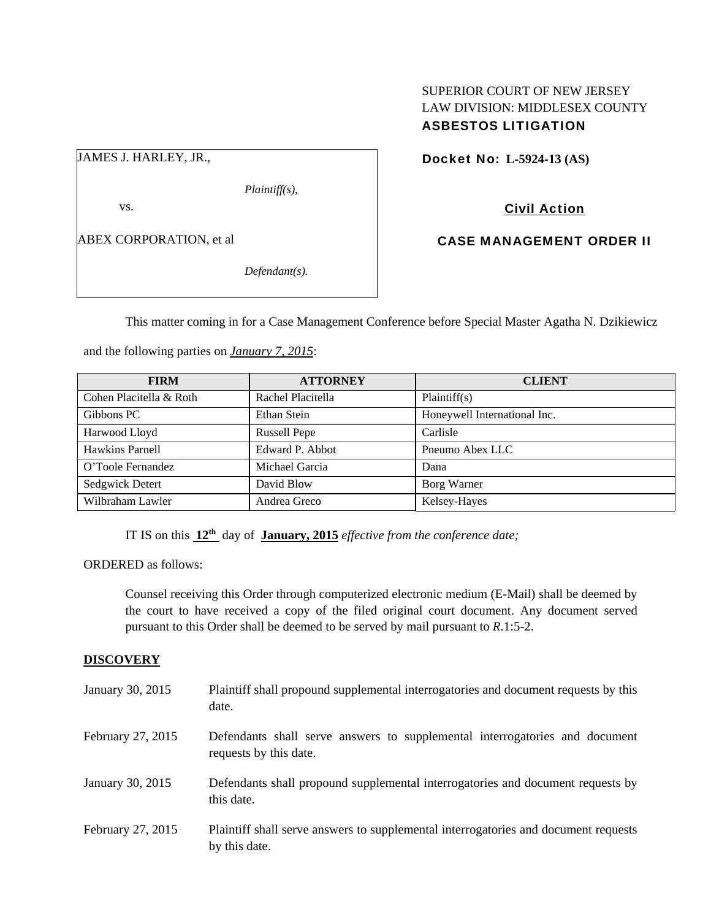SUPERIOR COURT OF NEW JERSEY
LAW DIVISION: MIDDLESEX COUNTY
**ASBESTOS LITIGATION**

JAMES J. HARLEY, JR.,

*Plaintiff(s),*

vs.

ABEX CORPORATION, et al

*Defendant(s).*

**Docket No: L-5924-13 (AS)**

**Civil Action**

**CASE MANAGEMENT ORDER II**

This matter coming in for a Case Management Conference before Special Master Agatha N. Dzikiewicz and the following parties on ***January 7, 2015***:

| FIRM | ATTORNEY | CLIENT |
|---|---|---|
| Cohen Placitella & Roth | Rachel Placitella | Plaintiff(s) |
| Gibbons PC | Ethan Stein | Honeywell International Inc. |
| Harwood Lloyd | Russell Pepe | Carlisle |
| Hawkins Parnell | Edward P. Abbot | Pneumo Abex LLC |
| O'Toole Fernandez | Michael Garcia | Dana |
| Sedgwick Detert | David Blow | Borg Warner |
| Wilbraham Lawler | Andrea Greco | Kelsey-Hayes |

IT IS on this **12th** day of **January, 2015** *effective from the conference date;*

ORDERED as follows:

Counsel receiving this Order through computerized electronic medium (E-Mail) shall be deemed by the court to have received a copy of the filed original court document. Any document served pursuant to this Order shall be deemed to be served by mail pursuant to *R*.1:5-2.

## DISCOVERY

| | |
|---|---|
| January 30, 2015 | Plaintiff shall propound supplemental interrogatories and document requests by this date. |
| February 27, 2015 | Defendants shall serve answers to supplemental interrogatories and document requests by this date. |
| January 30, 2015 | Defendants shall propound supplemental interrogatories and document requests by this date. |
| February 27, 2015 | Plaintiff shall serve answers to supplemental interrogatories and document requests by this date. |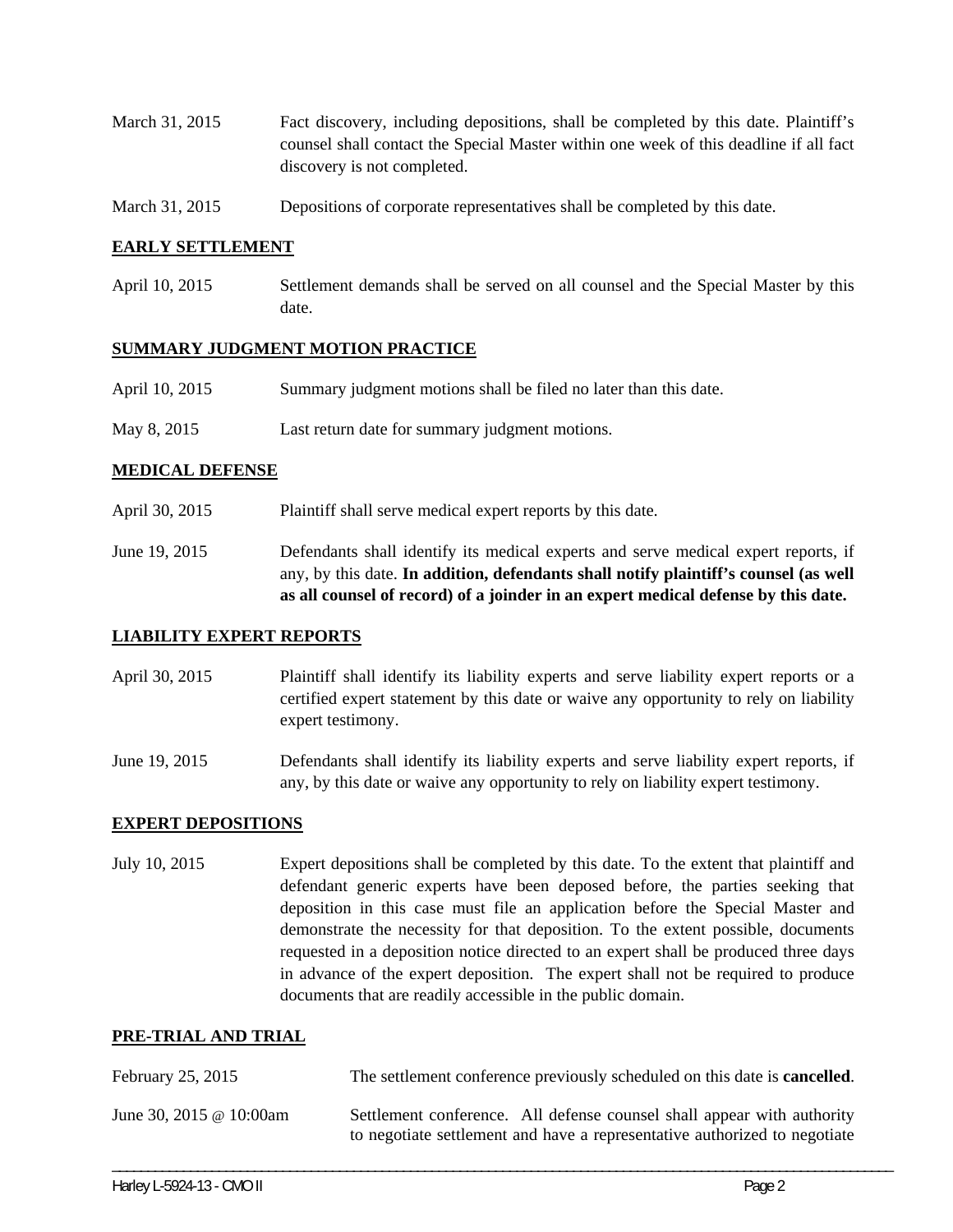March 31, 2015 Fact discovery, including depositions, shall be completed by this date. Plaintiff's counsel shall contact the Special Master within one week of this deadline if all fact discovery is not completed.

March 31, 2015 Depositions of corporate representatives shall be completed by this date.

## EARLY SETTLEMENT

April 10, 2015 Settlement demands shall be served on all counsel and the Special Master by this date.

## SUMMARY JUDGMENT MOTION PRACTICE

April 10, 2015 Summary judgment motions shall be filed no later than this date.

May 8, 2015 Last return date for summary judgment motions.

## MEDICAL DEFENSE

April 30, 2015 Plaintiff shall serve medical expert reports by this date.

June 19, 2015 Defendants shall identify its medical experts and serve medical expert reports, if any, by this date. **In addition, defendants shall notify plaintiff's counsel (as well as all counsel of record) of a joinder in an expert medical defense by this date.**

## LIABILITY EXPERT REPORTS

April 30, 2015 Plaintiff shall identify its liability experts and serve liability expert reports or a certified expert statement by this date or waive any opportunity to rely on liability expert testimony.

June 19, 2015 Defendants shall identify its liability experts and serve liability expert reports, if any, by this date or waive any opportunity to rely on liability expert testimony.

## EXPERT DEPOSITIONS

July 10, 2015 Expert depositions shall be completed by this date. To the extent that plaintiff and defendant generic experts have been deposed before, the parties seeking that deposition in this case must file an application before the Special Master and demonstrate the necessity for that deposition. To the extent possible, documents requested in a deposition notice directed to an expert shall be produced three days in advance of the expert deposition. The expert shall not be required to produce documents that are readily accessible in the public domain.

## PRE-TRIAL AND TRIAL

February 25, 2015 The settlement conference previously scheduled on this date is **cancelled**.

June 30, 2015 @ 10:00am Settlement conference. All defense counsel shall appear with authority to negotiate settlement and have a representative authorized to negotiate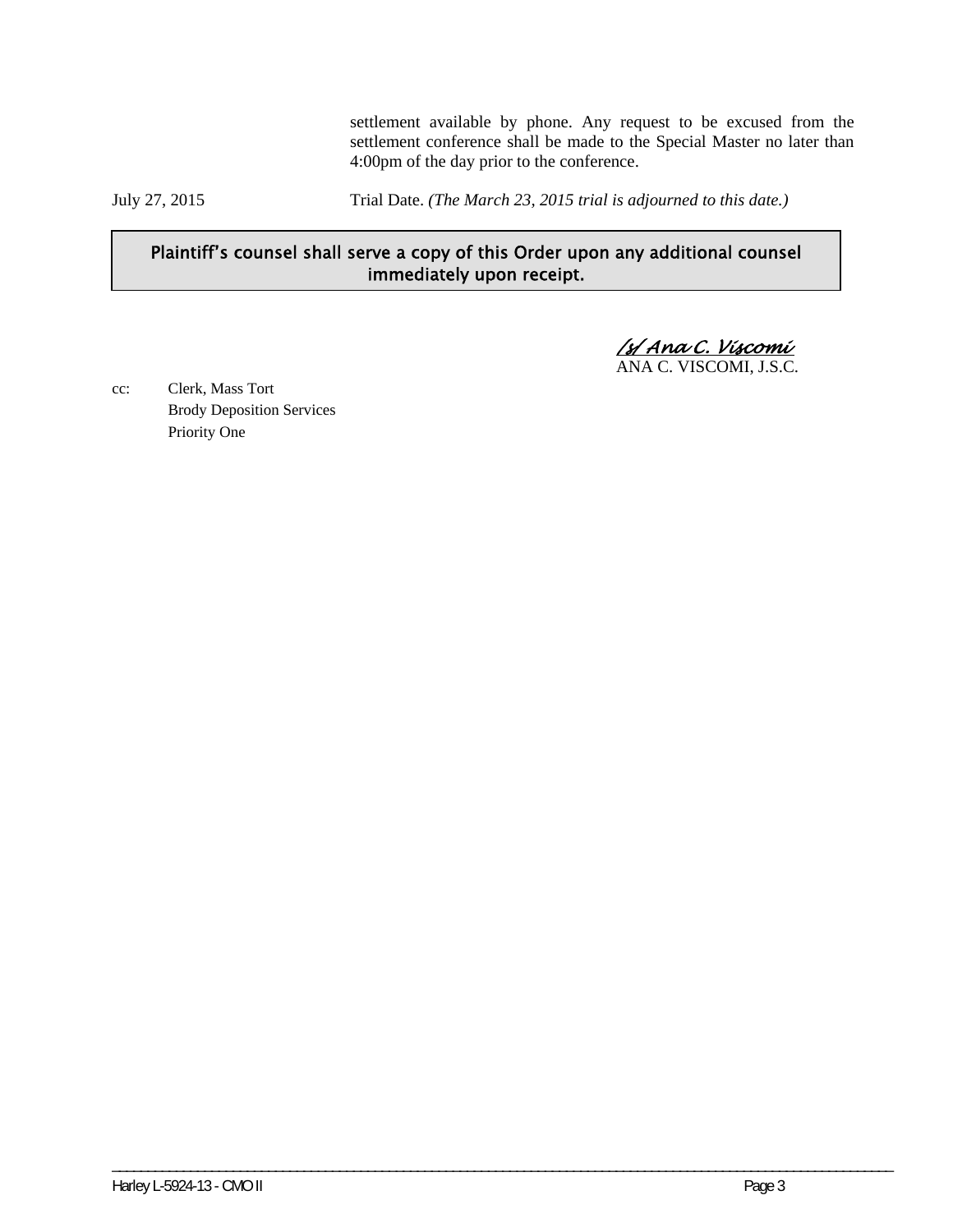|  |  |
|---|---|
|  | settlement available by phone. Any request to be excused from the settlement conference shall be made to the Special Master no later than 4:00pm of the day prior to the conference. |
| July 27, 2015 | Trial Date. *(The March 23, 2015 trial is adjourned to this date.)* |

**Plaintiff's counsel shall serve a copy of this Order upon any additional counsel immediately upon receipt.**

*/s/ Ana C. Viscomi*
ANA C. VISCOMI, J.S.C.

cc: Clerk, Mass Tort
Brody Deposition Services
Priority One